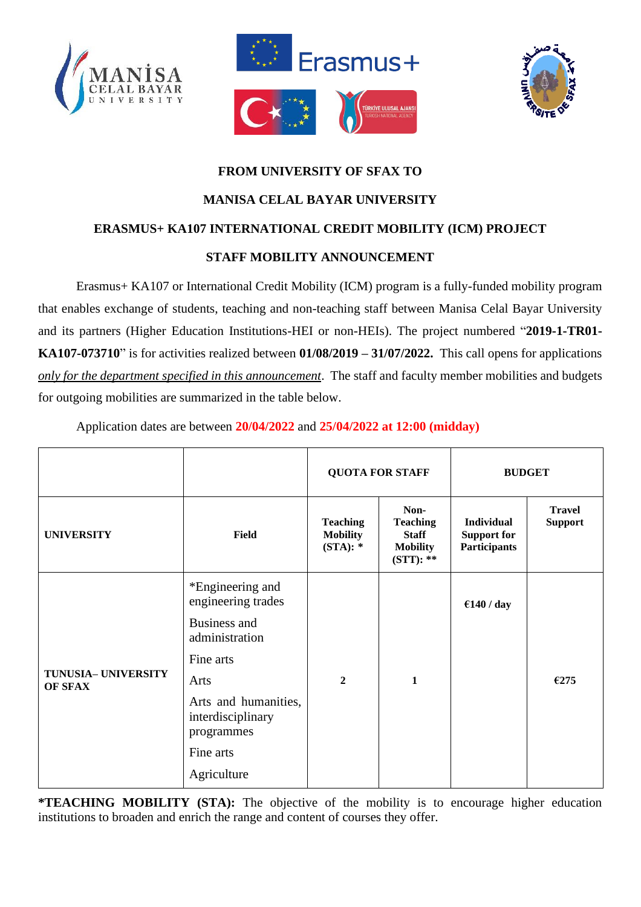**FROM UNIVERSITY OF SFAX TO**

**MANISA CELAL BAYAR UNIVERSITY**

**ERASMUS+ KA107 INTERNATIONAL CREDIT MOBILITY (ICM) PROJECT**

**STAFF MOBILITY ANNOUNCEMENT**

Erasmus+ KA107 or International Credit Mobility (ICM) program is a fully-funded mobility program that enables exchange of students, teaching and non-teaching staff between Manisa Celal Bayar University and its partners (Higher Education Institutions-HEI or non-HEIs). The project numbered "**2019-1-TR01-KA107-073710**" is for activities realized between **01/08/2019 – 31/07/2022.** This call opens for applications *only for the department specified in this announcement*. The staff and faculty member mobilities and budgets for outgoing mobilities are summarized in the table below.

Application dates are between **20/04/2022** and **25/04/2022 at 12:00 (midday)**

| | | QUOTA FOR STAFF | | BUDGET | |
|---|---|---|---|---|---|
| **UNIVERSITY** | **Field** | **Teaching Mobility (STA): \*** | **Non-Teaching Staff Mobility (STT): \*\*** | **Individual Support for Participants** | **Travel Support** |
| **TUNUSIA– UNIVERSITY OF SFAX** | *Engineering and engineering trades<br>Business and administration<br>Fine arts<br>Arts<br>Arts and humanities, interdisciplinary programmes<br>Fine arts<br>Agriculture | **2** | **1** | **€140 / day** | **€275** |

***TEACHING MOBILITY (STA):** The objective of the mobility is to encourage higher education institutions to broaden and enrich the range and content of courses they offer.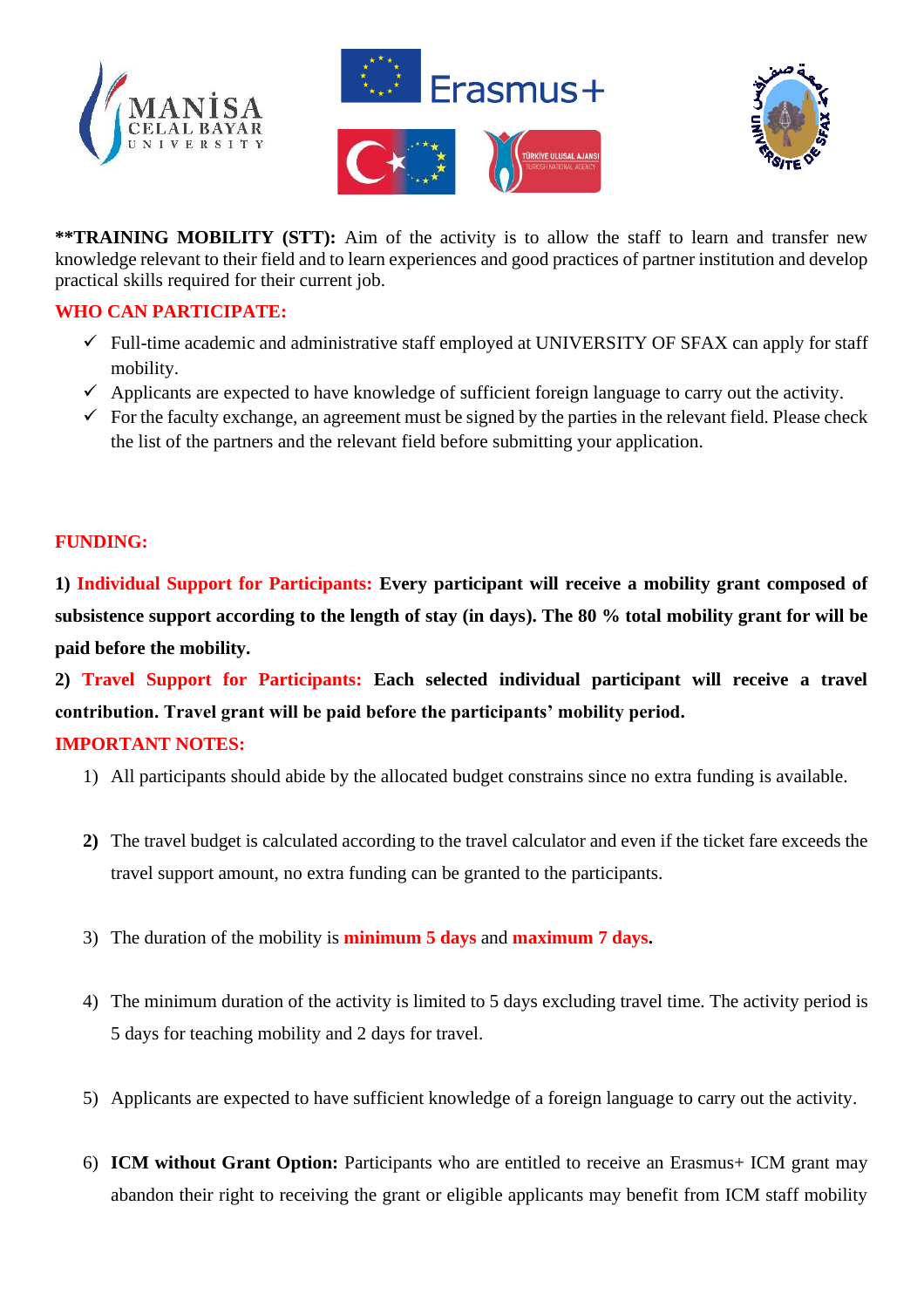**\*\*TRAINING MOBILITY (STT):** Aim of the activity is to allow the staff to learn and transfer new knowledge relevant to their field and to learn experiences and good practices of partner institution and develop practical skills required for their current job.

**WHO CAN PARTICIPATE:**

- ✓ Full-time academic and administrative staff employed at UNIVERSITY OF SFAX can apply for staff mobility.
- ✓ Applicants are expected to have knowledge of sufficient foreign language to carry out the activity.
- ✓ For the faculty exchange, an agreement must be signed by the parties in the relevant field. Please check the list of the partners and the relevant field before submitting your application.

**FUNDING:**

**1) Individual Support for Participants: Every participant will receive a mobility grant composed of subsistence support according to the length of stay (in days). The 80 % total mobility grant for will be paid before the mobility.**

**2) Travel Support for Participants: Each selected individual participant will receive a travel contribution. Travel grant will be paid before the participants' mobility period.**

**IMPORTANT NOTES:**

1) All participants should abide by the allocated budget constrains since no extra funding is available.

2) The travel budget is calculated according to the travel calculator and even if the ticket fare exceeds the travel support amount, no extra funding can be granted to the participants.

3) The duration of the mobility is **minimum 5 days** and **maximum 7 days.**

4) The minimum duration of the activity is limited to 5 days excluding travel time. The activity period is 5 days for teaching mobility and 2 days for travel.

5) Applicants are expected to have sufficient knowledge of a foreign language to carry out the activity.

6) **ICM without Grant Option:** Participants who are entitled to receive an Erasmus+ ICM grant may abandon their right to receiving the grant or eligible applicants may benefit from ICM staff mobility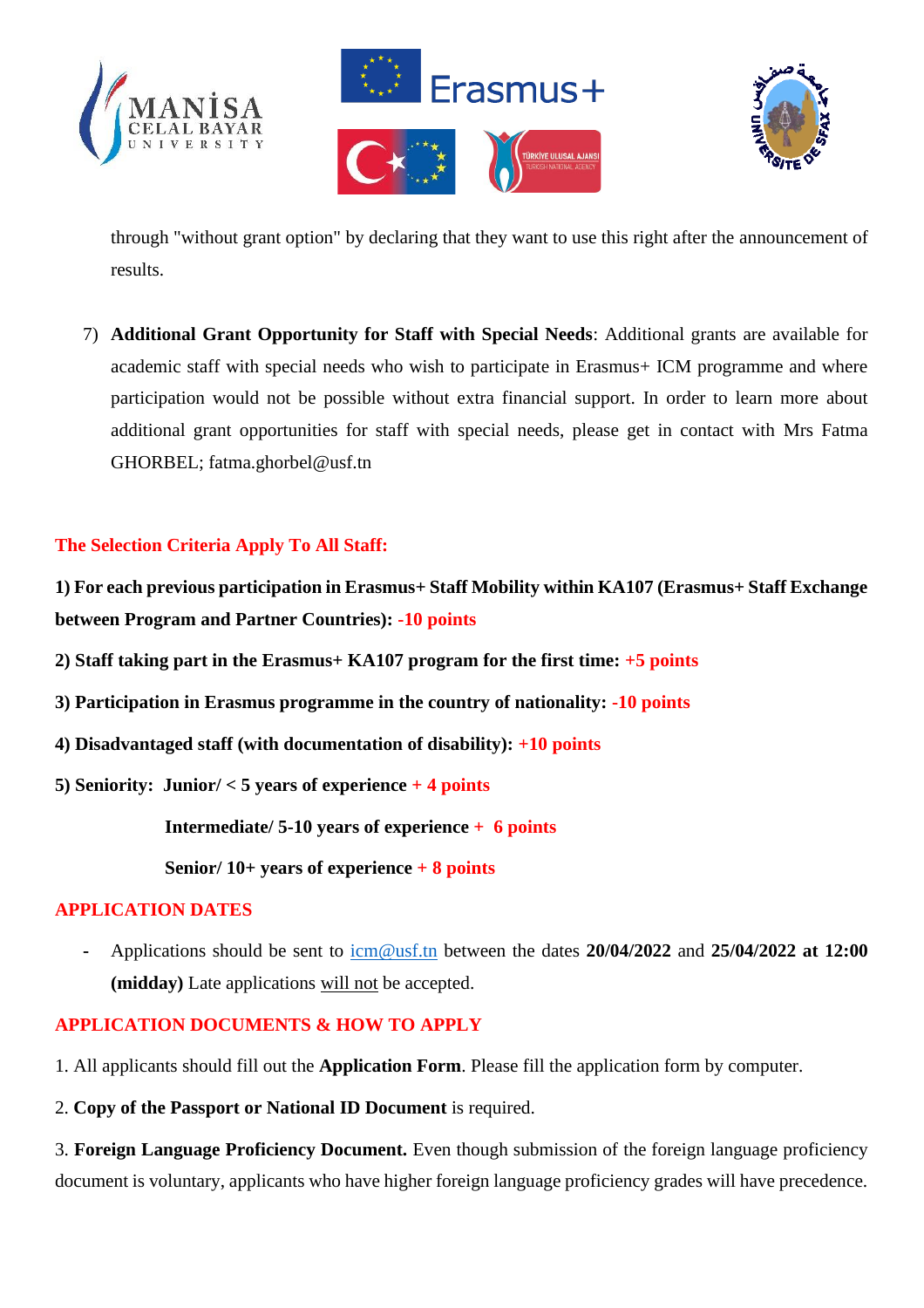through "without grant option" by declaring that they want to use this right after the announcement of results.

7) **Additional Grant Opportunity for Staff with Special Needs**: Additional grants are available for academic staff with special needs who wish to participate in Erasmus+ ICM programme and where participation would not be possible without extra financial support. In order to learn more about additional grant opportunities for staff with special needs, please get in contact with Mrs Fatma GHORBEL; fatma.ghorbel@usf.tn

## The Selection Criteria Apply To All Staff:

**1) For each previous participation in Erasmus+ Staff Mobility within KA107 (Erasmus+ Staff Exchange between Program and Partner Countries): -10 points**

**2) Staff taking part in the Erasmus+ KA107 program for the first time: +5 points**

**3) Participation in Erasmus programme in the country of nationality: -10 points**

**4) Disadvantaged staff (with documentation of disability): +10 points**

**5) Seniority: Junior/ < 5 years of experience + 4 points**

**Intermediate/ 5-10 years of experience + 6 points**

**Senior/ 10+ years of experience + 8 points**

## APPLICATION DATES

- Applications should be sent to icm@usf.tn between the dates **20/04/2022** and **25/04/2022 at 12:00 (midday)** Late applications will not be accepted.

## APPLICATION DOCUMENTS & HOW TO APPLY

1. All applicants should fill out the **Application Form**. Please fill the application form by computer.

2. **Copy of the Passport or National ID Document** is required.

3. **Foreign Language Proficiency Document.** Even though submission of the foreign language proficiency document is voluntary, applicants who have higher foreign language proficiency grades will have precedence.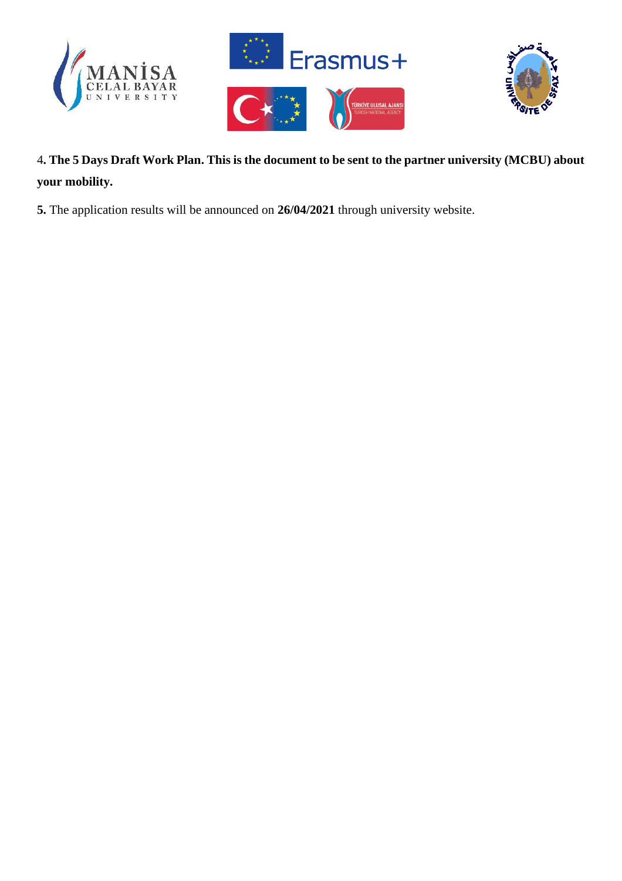4. **The 5 Days Draft Work Plan. This is the document to be sent to the partner university (MCBU) about your mobility.**

**5.** The application results will be announced on **26/04/2021** through university website.